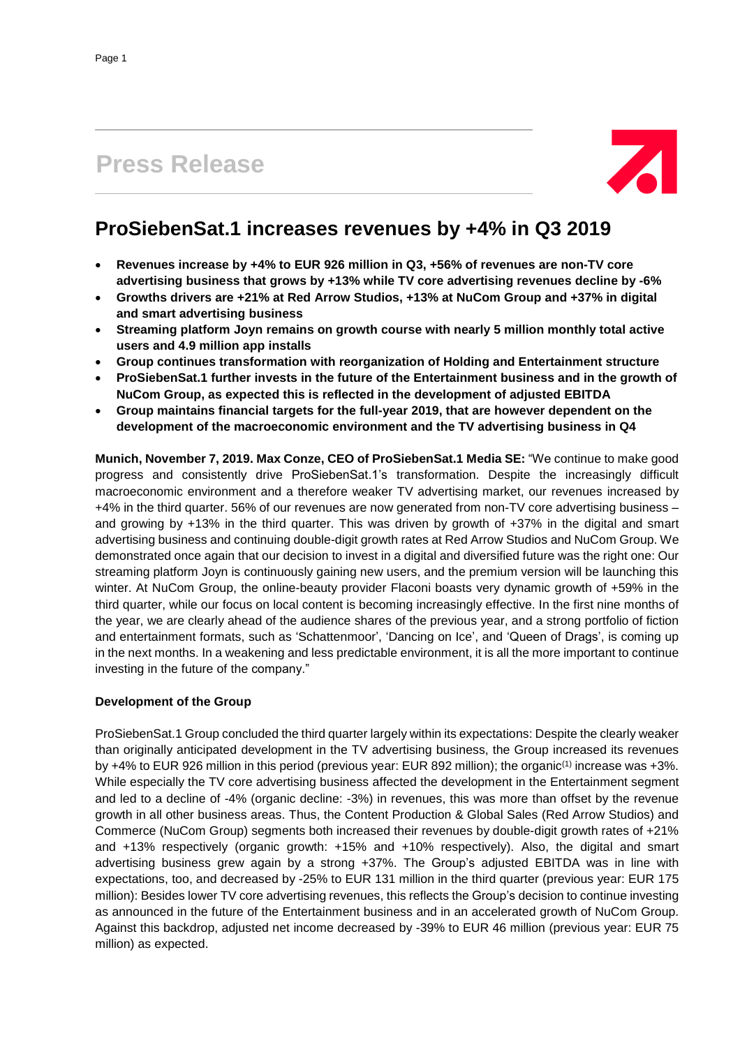# Press Release

## ProSiebenSat.1 increases revenues by +4% in Q3 2019

- **Revenues increase by +4% to EUR 926 million in Q3, +56% of revenues are non-TV core advertising business that grows by +13% while TV core advertising revenues decline by -6%**
- **Growths drivers are +21% at Red Arrow Studios, +13% at NuCom Group and +37% in digital and smart advertising business**
- **Streaming platform Joyn remains on growth course with nearly 5 million monthly total active users and 4.9 million app installs**
- **Group continues transformation with reorganization of Holding and Entertainment structure**
- **ProSiebenSat.1 further invests in the future of the Entertainment business and in the growth of NuCom Group, as expected this is reflected in the development of adjusted EBITDA**
- **Group maintains financial targets for the full-year 2019, that are however dependent on the development of the macroeconomic environment and the TV advertising business in Q4**

**Munich, November 7, 2019. Max Conze, CEO of ProSiebenSat.1 Media SE:** "We continue to make good progress and consistently drive ProSiebenSat.1's transformation. Despite the increasingly difficult macroeconomic environment and a therefore weaker TV advertising market, our revenues increased by +4% in the third quarter. 56% of our revenues are now generated from non-TV core advertising business – and growing by +13% in the third quarter. This was driven by growth of +37% in the digital and smart advertising business and continuing double-digit growth rates at Red Arrow Studios and NuCom Group. We demonstrated once again that our decision to invest in a digital and diversified future was the right one: Our streaming platform Joyn is continuously gaining new users, and the premium version will be launching this winter. At NuCom Group, the online-beauty provider Flaconi boasts very dynamic growth of +59% in the third quarter, while our focus on local content is becoming increasingly effective. In the first nine months of the year, we are clearly ahead of the audience shares of the previous year, and a strong portfolio of fiction and entertainment formats, such as 'Schattenmoor', 'Dancing on Ice', and 'Queen of Drags', is coming up in the next months. In a weakening and less predictable environment, it is all the more important to continue investing in the future of the company."

**Development of the Group**

ProSiebenSat.1 Group concluded the third quarter largely within its expectations: Despite the clearly weaker than originally anticipated development in the TV advertising business, the Group increased its revenues by +4% to EUR 926 million in this period (previous year: EUR 892 million); the organic[(1)] increase was +3%. While especially the TV core advertising business affected the development in the Entertainment segment and led to a decline of -4% (organic decline: -3%) in revenues, this was more than offset by the revenue growth in all other business areas. Thus, the Content Production & Global Sales (Red Arrow Studios) and Commerce (NuCom Group) segments both increased their revenues by double-digit growth rates of +21% and +13% respectively (organic growth: +15% and +10% respectively). Also, the digital and smart advertising business grew again by a strong +37%. The Group's adjusted EBITDA was in line with expectations, too, and decreased by -25% to EUR 131 million in the third quarter (previous year: EUR 175 million): Besides lower TV core advertising revenues, this reflects the Group's decision to continue investing as announced in the future of the Entertainment business and in an accelerated growth of NuCom Group. Against this backdrop, adjusted net income decreased by -39% to EUR 46 million (previous year: EUR 75 million) as expected.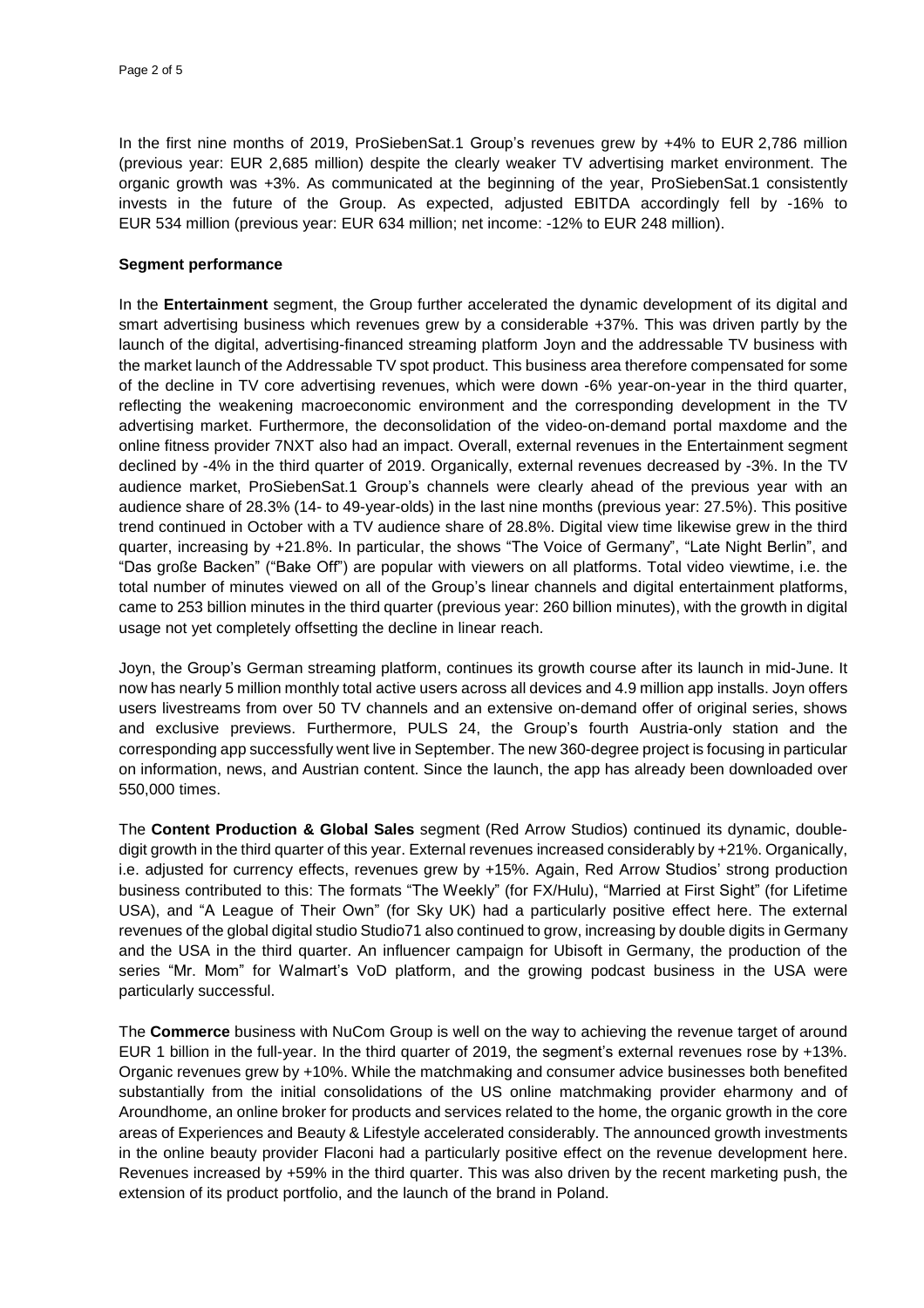In the first nine months of 2019, ProSiebenSat.1 Group's revenues grew by +4% to EUR 2,786 million (previous year: EUR 2,685 million) despite the clearly weaker TV advertising market environment. The organic growth was +3%. As communicated at the beginning of the year, ProSiebenSat.1 consistently invests in the future of the Group. As expected, adjusted EBITDA accordingly fell by -16% to EUR 534 million (previous year: EUR 634 million; net income: -12% to EUR 248 million).

**Segment performance**

In the **Entertainment** segment, the Group further accelerated the dynamic development of its digital and smart advertising business which revenues grew by a considerable +37%. This was driven partly by the launch of the digital, advertising-financed streaming platform Joyn and the addressable TV business with the market launch of the Addressable TV spot product. This business area therefore compensated for some of the decline in TV core advertising revenues, which were down -6% year-on-year in the third quarter, reflecting the weakening macroeconomic environment and the corresponding development in the TV advertising market. Furthermore, the deconsolidation of the video-on-demand portal maxdome and the online fitness provider 7NXT also had an impact. Overall, external revenues in the Entertainment segment declined by -4% in the third quarter of 2019. Organically, external revenues decreased by -3%. In the TV audience market, ProSiebenSat.1 Group's channels were clearly ahead of the previous year with an audience share of 28.3% (14- to 49-year-olds) in the last nine months (previous year: 27.5%). This positive trend continued in October with a TV audience share of 28.8%. Digital view time likewise grew in the third quarter, increasing by +21.8%. In particular, the shows "The Voice of Germany", "Late Night Berlin", and "Das große Backen" ("Bake Off") are popular with viewers on all platforms. Total video viewtime, i.e. the total number of minutes viewed on all of the Group's linear channels and digital entertainment platforms, came to 253 billion minutes in the third quarter (previous year: 260 billion minutes), with the growth in digital usage not yet completely offsetting the decline in linear reach.

Joyn, the Group's German streaming platform, continues its growth course after its launch in mid-June. It now has nearly 5 million monthly total active users across all devices and 4.9 million app installs. Joyn offers users livestreams from over 50 TV channels and an extensive on-demand offer of original series, shows and exclusive previews. Furthermore, PULS 24, the Group's fourth Austria-only station and the corresponding app successfully went live in September. The new 360-degree project is focusing in particular on information, news, and Austrian content. Since the launch, the app has already been downloaded over 550,000 times.

The **Content Production & Global Sales** segment (Red Arrow Studios) continued its dynamic, double-digit growth in the third quarter of this year. External revenues increased considerably by +21%. Organically, i.e. adjusted for currency effects, revenues grew by +15%. Again, Red Arrow Studios' strong production business contributed to this: The formats "The Weekly" (for FX/Hulu), "Married at First Sight" (for Lifetime USA), and "A League of Their Own" (for Sky UK) had a particularly positive effect here. The external revenues of the global digital studio Studio71 also continued to grow, increasing by double digits in Germany and the USA in the third quarter. An influencer campaign for Ubisoft in Germany, the production of the series "Mr. Mom" for Walmart's VoD platform, and the growing podcast business in the USA were particularly successful.

The **Commerce** business with NuCom Group is well on the way to achieving the revenue target of around EUR 1 billion in the full-year. In the third quarter of 2019, the segment's external revenues rose by +13%. Organic revenues grew by +10%. While the matchmaking and consumer advice businesses both benefited substantially from the initial consolidations of the US online matchmaking provider eharmony and of Aroundhome, an online broker for products and services related to the home, the organic growth in the core areas of Experiences and Beauty & Lifestyle accelerated considerably. The announced growth investments in the online beauty provider Flaconi had a particularly positive effect on the revenue development here. Revenues increased by +59% in the third quarter. This was also driven by the recent marketing push, the extension of its product portfolio, and the launch of the brand in Poland.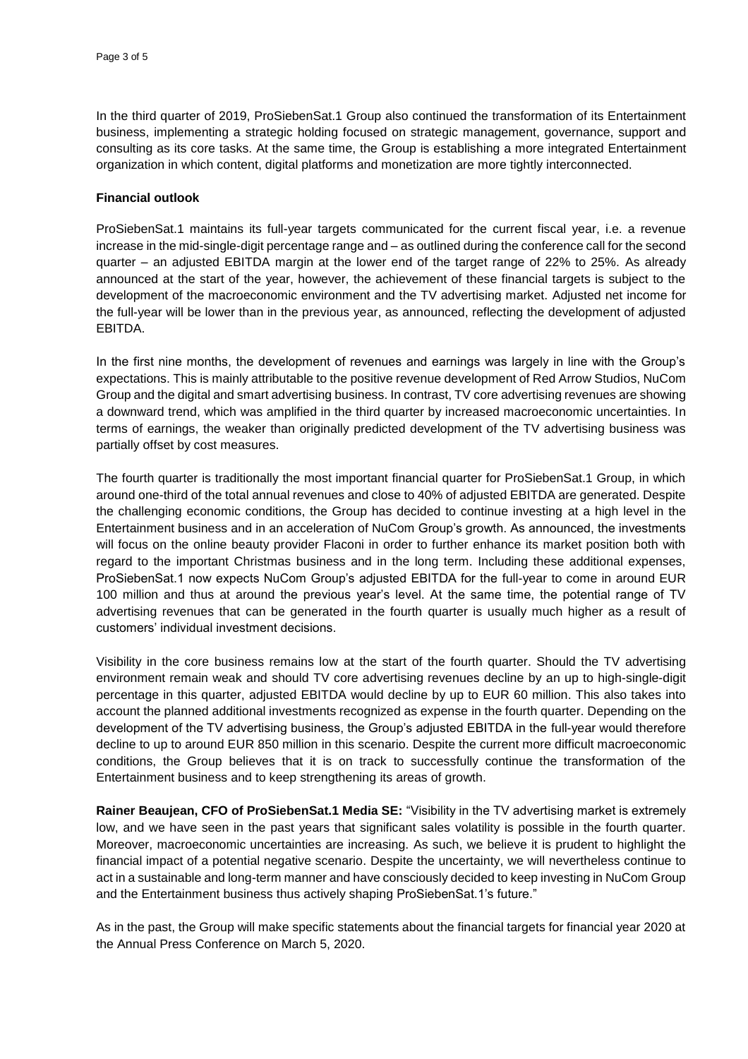In the third quarter of 2019, ProSiebenSat.1 Group also continued the transformation of its Entertainment business, implementing a strategic holding focused on strategic management, governance, support and consulting as its core tasks. At the same time, the Group is establishing a more integrated Entertainment organization in which content, digital platforms and monetization are more tightly interconnected.

**Financial outlook**

ProSiebenSat.1 maintains its full-year targets communicated for the current fiscal year, i.e. a revenue increase in the mid-single-digit percentage range and – as outlined during the conference call for the second quarter – an adjusted EBITDA margin at the lower end of the target range of 22% to 25%. As already announced at the start of the year, however, the achievement of these financial targets is subject to the development of the macroeconomic environment and the TV advertising market. Adjusted net income for the full-year will be lower than in the previous year, as announced, reflecting the development of adjusted EBITDA.

In the first nine months, the development of revenues and earnings was largely in line with the Group's expectations. This is mainly attributable to the positive revenue development of Red Arrow Studios, NuCom Group and the digital and smart advertising business. In contrast, TV core advertising revenues are showing a downward trend, which was amplified in the third quarter by increased macroeconomic uncertainties. In terms of earnings, the weaker than originally predicted development of the TV advertising business was partially offset by cost measures.

The fourth quarter is traditionally the most important financial quarter for ProSiebenSat.1 Group, in which around one-third of the total annual revenues and close to 40% of adjusted EBITDA are generated. Despite the challenging economic conditions, the Group has decided to continue investing at a high level in the Entertainment business and in an acceleration of NuCom Group's growth. As announced, the investments will focus on the online beauty provider Flaconi in order to further enhance its market position both with regard to the important Christmas business and in the long term. Including these additional expenses, ProSiebenSat.1 now expects NuCom Group's adjusted EBITDA for the full-year to come in around EUR 100 million and thus at around the previous year's level. At the same time, the potential range of TV advertising revenues that can be generated in the fourth quarter is usually much higher as a result of customers' individual investment decisions.

Visibility in the core business remains low at the start of the fourth quarter. Should the TV advertising environment remain weak and should TV core advertising revenues decline by an up to high-single-digit percentage in this quarter, adjusted EBITDA would decline by up to EUR 60 million. This also takes into account the planned additional investments recognized as expense in the fourth quarter. Depending on the development of the TV advertising business, the Group's adjusted EBITDA in the full-year would therefore decline to up to around EUR 850 million in this scenario. Despite the current more difficult macroeconomic conditions, the Group believes that it is on track to successfully continue the transformation of the Entertainment business and to keep strengthening its areas of growth.

**Rainer Beaujean, CFO of ProSiebenSat.1 Media SE:** "Visibility in the TV advertising market is extremely low, and we have seen in the past years that significant sales volatility is possible in the fourth quarter. Moreover, macroeconomic uncertainties are increasing. As such, we believe it is prudent to highlight the financial impact of a potential negative scenario. Despite the uncertainty, we will nevertheless continue to act in a sustainable and long-term manner and have consciously decided to keep investing in NuCom Group and the Entertainment business thus actively shaping ProSiebenSat.1's future."

As in the past, the Group will make specific statements about the financial targets for financial year 2020 at the Annual Press Conference on March 5, 2020.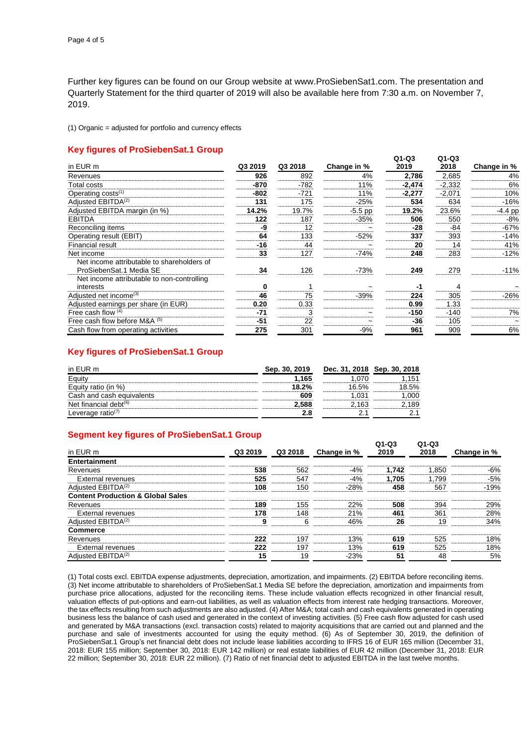Further key figures can be found on our Group website at www.ProSiebenSat1.com. The presentation and Quarterly Statement for the third quarter of 2019 will also be available here from 7:30 a.m. on November 7, 2019.

(1) Organic = adjusted for portfolio and currency effects

### Key figures of ProSiebenSat.1 Group

| in EUR m | Q3 2019 | Q3 2018 | Change in % | Q1-Q3 2019 | Q1-Q3 2018 | Change in % |
|---|---|---|---|---|---|---|
| Revenues | **926** | 892 | 4% | **2,786** | 2,685 | 4% |
| Total costs | **-870** | -782 | 11% | **-2,474** | -2,332 | 6% |
| Operating costs[1] | **-802** | -721 | 11% | **-2,277** | -2,071 | 10% |
| Adjusted EBITDA[2] | **131** | 175 | -25% | **534** | 634 | -16% |
| Adjusted EBITDA margin (in %) | **14.2%** | 19.7% | -5.5 pp | **19.2%** | 23.6% | -4.4 pp |
| EBITDA | **122** | 187 | -35% | **506** | 550 | -8% |
| Reconciling items | **-9** | 12 | ~ | **-28** | -84 | -67% |
| Operating result (EBIT) | **64** | 133 | -52% | **337** | 393 | -14% |
| Financial result | **-16** | 44 | ~ | **20** | 14 | 41% |
| Net income | **33** | 127 | -74% | **248** | 283 | -12% |
| Net income attributable to shareholders of ProSiebenSat.1 Media SE | **34** | 126 | -73% | **249** | 279 | -11% |
| Net income attributable to non-controlling interests | **0** | 1 | ~ | **-1** | 4 | ~ |
| Adjusted net income[3] | **46** | 75 | -39% | **224** | 305 | -26% |
| Adjusted earnings per share (in EUR) | **0.20** | 0.33 | | **0.99** | 1.33 | |
| Free cash flow [4] | **-71** | 3 | ~ | **-150** | -140 | 7% |
| Free cash flow before M&A [5] | **-51** | 22 | ~ | **-36** | 105 | ~ |
| Cash flow from operating activities | **275** | 301 | -9% | **961** | 909 | 6% |

### Key figures of ProSiebenSat.1 Group

| in EUR m | Sep. 30, 2019 | Dec. 31, 2018 | Sep. 30, 2018 |
|---|---|---|---|
| Equity | **1,165** | 1,070 | 1,151 |
| Equity ratio (in %) | **18.2%** | 16.5% | 18.5% |
| Cash and cash equivalents | **609** | 1,031 | 1,000 |
| Net financial debt[6] | **2,588** | 2,163 | 2,189 |
| Leverage ratio[7] | **2.8** | 2.1 | 2.1 |

### Segment key figures of ProSiebenSat.1 Group

| in EUR m | Q3 2019 | Q3 2018 | Change in % | Q1-Q3 2019 | Q1-Q3 2018 | Change in % |
|---|---|---|---|---|---|---|
| **Entertainment** | | | | | | |
| Revenues | **538** | 562 | -4% | **1,742** | 1,850 | -6% |
| External revenues | **525** | 547 | -4% | **1,705** | 1,799 | -5% |
| Adjusted EBITDA[2] | **108** | 150 | -28% | **458** | 567 | -19% |
| **Content Production & Global Sales** | | | | | | |
| Revenues | **189** | 155 | 22% | **508** | 394 | 29% |
| External revenues | **178** | 148 | 21% | **461** | 361 | 28% |
| Adjusted EBITDA[2] | **9** | 6 | 46% | **26** | 19 | 34% |
| **Commerce** | | | | | | |
| Revenues | **222** | 197 | 13% | **619** | 525 | 18% |
| External revenues | **222** | 197 | 13% | **619** | 525 | 18% |
| Adjusted EBITDA[2] | **15** | 19 | -23% | **51** | 48 | 5% |

(1) Total costs excl. EBITDA expense adjustments, depreciation, amortization, and impairments. (2) EBITDA before reconciling items. (3) Net income attributable to shareholders of ProSiebenSat.1 Media SE before the depreciation, amortization and impairments from purchase price allocations, adjusted for the reconciling items. These include valuation effects recognized in other financial result, valuation effects of put-options and earn-out liabilities, as well as valuation effects from interest rate hedging transactions. Moreover, the tax effects resulting from such adjustments are also adjusted. (4) After M&A; total cash and cash equivalents generated in operating business less the balance of cash used and generated in the context of investing activities. (5) Free cash flow adjusted for cash used and generated by M&A transactions (excl. transaction costs) related to majority acquisitions that are carried out and planned and the purchase and sale of investments accounted for using the equity method. (6) As of September 30, 2019, the definition of ProSiebenSat.1 Group's net financial debt does not include lease liabilities according to IFRS 16 of EUR 165 million (December 31, 2018: EUR 155 million; September 30, 2018: EUR 142 million) or real estate liabilities of EUR 42 million (December 31, 2018: EUR 22 million; September 30, 2018: EUR 22 million). (7) Ratio of net financial debt to adjusted EBITDA in the last twelve months.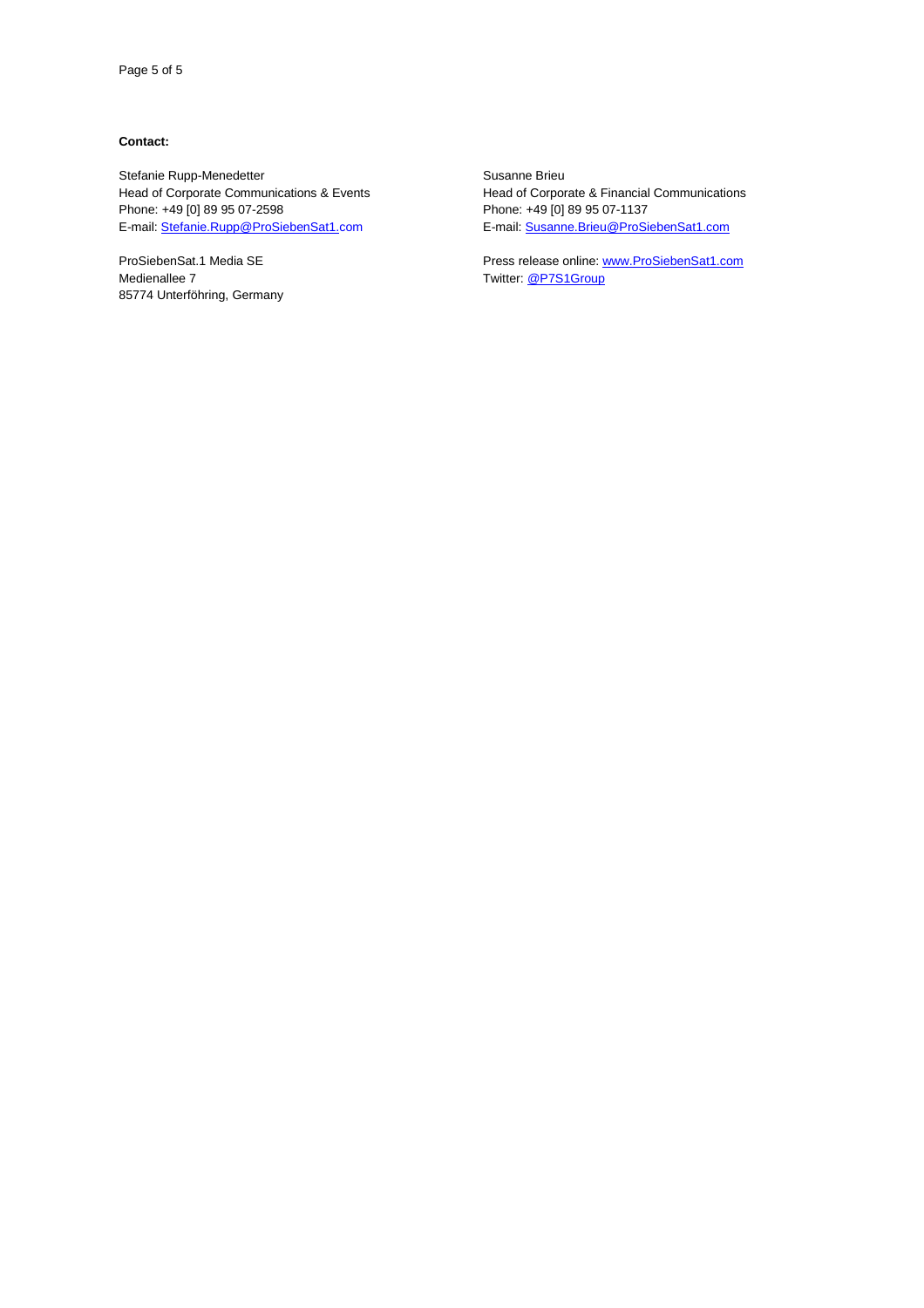**Contact:**

Stefanie Rupp-Menedetter
Head of Corporate Communications & Events
Phone: +49 [0] 89 95 07-2598
E-mail: Stefanie.Rupp@ProSiebenSat1.com

ProSiebenSat.1 Media SE
Medienallee 7
85774 Unterföhring, Germany

Susanne Brieu
Head of Corporate & Financial Communications
Phone: +49 [0] 89 95 07-1137
E-mail: Susanne.Brieu@ProSiebenSat1.com

Press release online: www.ProSiebenSat1.com
Twitter: @P7S1Group